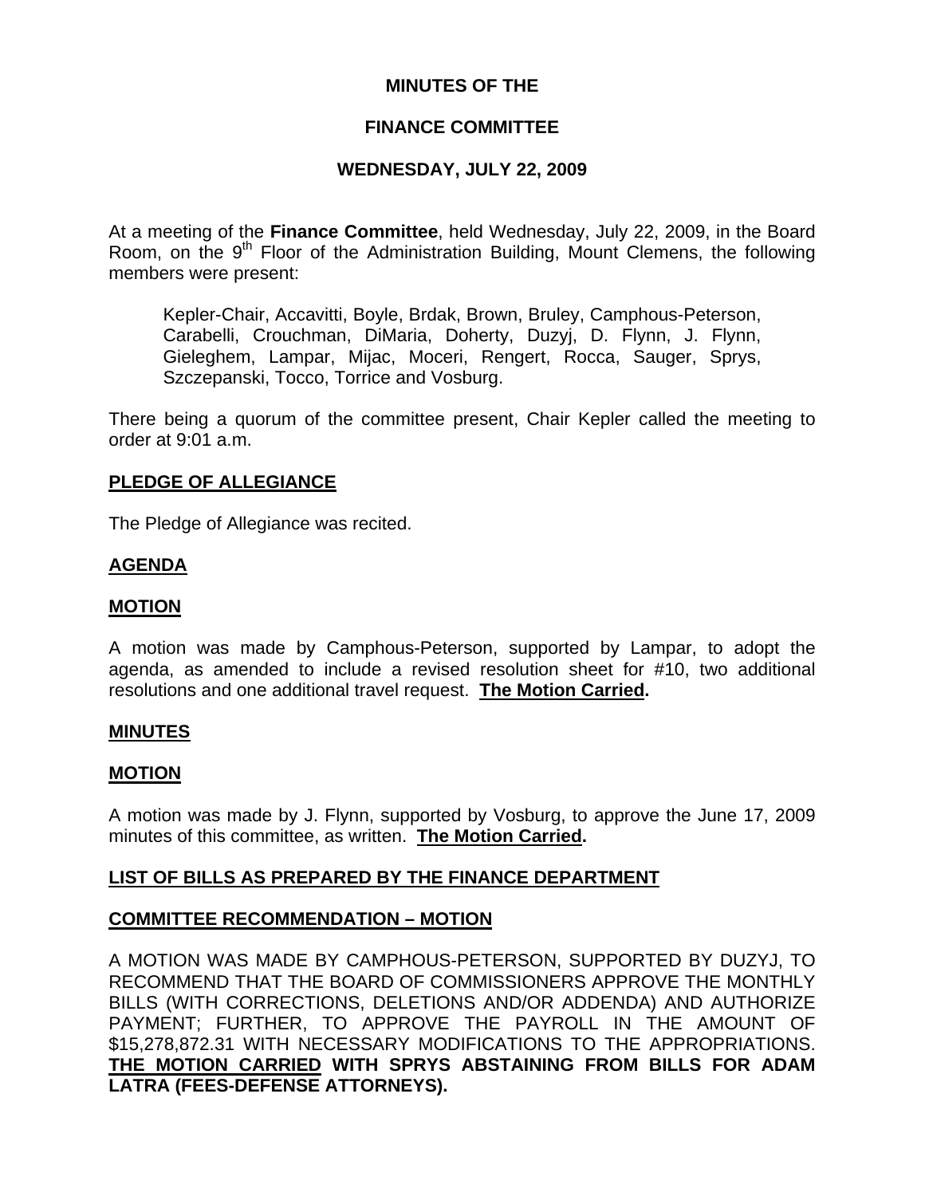# MINUTES OF THE

# FINANCE COMMITTEE

# WEDNESDAY, JULY 22, 2009

At a meeting of the **Finance Committee**, held Wednesday, July 22, 2009, in the Board Room, on the 9th Floor of the Administration Building, Mount Clemens, the following members were present:

> Kepler-Chair, Accavitti, Boyle, Brdak, Brown, Bruley, Camphous-Peterson, Carabelli, Crouchman, DiMaria, Doherty, Duzyj, D. Flynn, J. Flynn, Gieleghem, Lampar, Mijac, Moceri, Rengert, Rocca, Sauger, Sprys, Szczepanski, Tocco, Torrice and Vosburg.

There being a quorum of the committee present, Chair Kepler called the meeting to order at 9:01 a.m.

## PLEDGE OF ALLEGIANCE

The Pledge of Allegiance was recited.

## AGENDA

## MOTION

A motion was made by Camphous-Peterson, supported by Lampar, to adopt the agenda, as amended to include a revised resolution sheet for #10, two additional resolutions and one additional travel request. **The Motion Carried.**

## MINUTES

## MOTION

A motion was made by J. Flynn, supported by Vosburg, to approve the June 17, 2009 minutes of this committee, as written. **The Motion Carried.**

## LIST OF BILLS AS PREPARED BY THE FINANCE DEPARTMENT

## COMMITTEE RECOMMENDATION – MOTION

A MOTION WAS MADE BY CAMPHOUS-PETERSON, SUPPORTED BY DUZYJ, TO RECOMMEND THAT THE BOARD OF COMMISSIONERS APPROVE THE MONTHLY BILLS (WITH CORRECTIONS, DELETIONS AND/OR ADDENDA) AND AUTHORIZE PAYMENT; FURTHER, TO APPROVE THE PAYROLL IN THE AMOUNT OF $15,278,872.31 WITH NECESSARY MODIFICATIONS TO THE APPROPRIATIONS. **THE MOTION CARRIED WITH SPRYS ABSTAINING FROM BILLS FOR ADAM LATRA (FEES-DEFENSE ATTORNEYS).**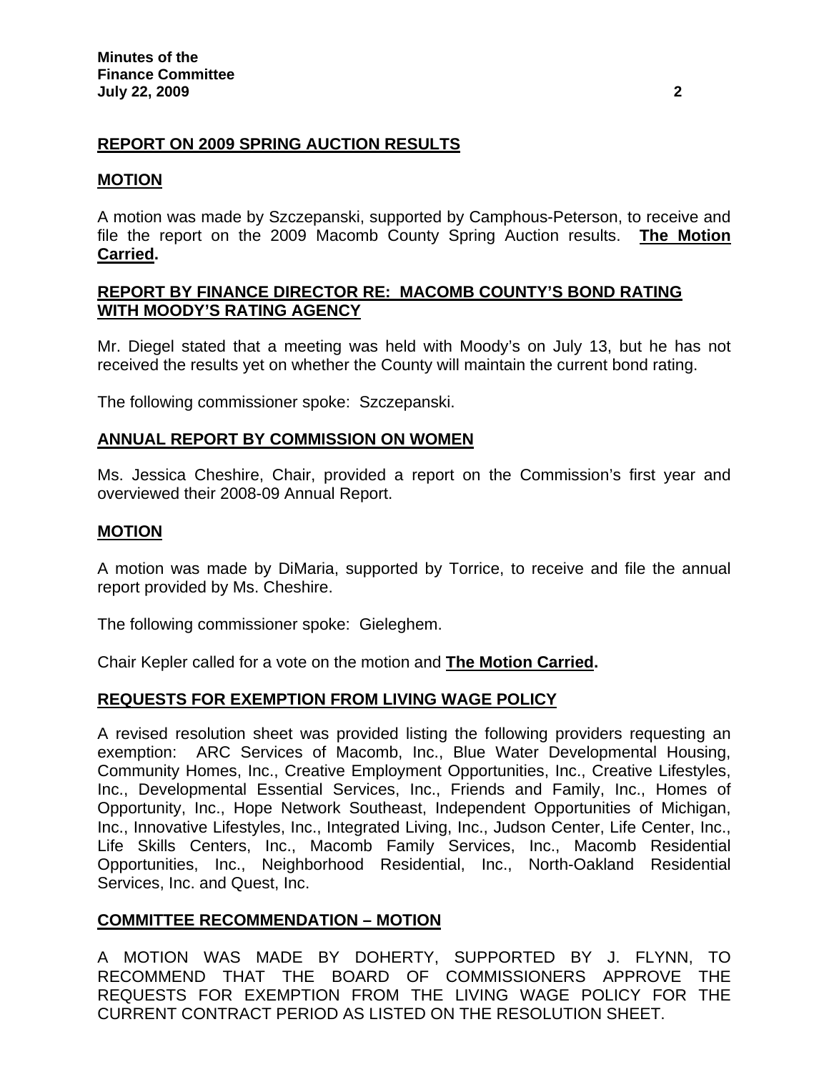**REPORT ON 2009 SPRING AUCTION RESULTS**

**MOTION**

A motion was made by Szczepanski, supported by Camphous-Peterson, to receive and file the report on the 2009 Macomb County Spring Auction results. **The Motion Carried.**

**REPORT BY FINANCE DIRECTOR RE: MACOMB COUNTY'S BOND RATING WITH MOODY'S RATING AGENCY**

Mr. Diegel stated that a meeting was held with Moody's on July 13, but he has not received the results yet on whether the County will maintain the current bond rating.

The following commissioner spoke: Szczepanski.

**ANNUAL REPORT BY COMMISSION ON WOMEN**

Ms. Jessica Cheshire, Chair, provided a report on the Commission's first year and overviewed their 2008-09 Annual Report.

**MOTION**

A motion was made by DiMaria, supported by Torrice, to receive and file the annual report provided by Ms. Cheshire.

The following commissioner spoke: Gieleghem.

Chair Kepler called for a vote on the motion and **The Motion Carried.**

**REQUESTS FOR EXEMPTION FROM LIVING WAGE POLICY**

A revised resolution sheet was provided listing the following providers requesting an exemption: ARC Services of Macomb, Inc., Blue Water Developmental Housing, Community Homes, Inc., Creative Employment Opportunities, Inc., Creative Lifestyles, Inc., Developmental Essential Services, Inc., Friends and Family, Inc., Homes of Opportunity, Inc., Hope Network Southeast, Independent Opportunities of Michigan, Inc., Innovative Lifestyles, Inc., Integrated Living, Inc., Judson Center, Life Center, Inc., Life Skills Centers, Inc., Macomb Family Services, Inc., Macomb Residential Opportunities, Inc., Neighborhood Residential, Inc., North-Oakland Residential Services, Inc. and Quest, Inc.

**COMMITTEE RECOMMENDATION – MOTION**

A MOTION WAS MADE BY DOHERTY, SUPPORTED BY J. FLYNN, TO RECOMMEND THAT THE BOARD OF COMMISSIONERS APPROVE THE REQUESTS FOR EXEMPTION FROM THE LIVING WAGE POLICY FOR THE CURRENT CONTRACT PERIOD AS LISTED ON THE RESOLUTION SHEET.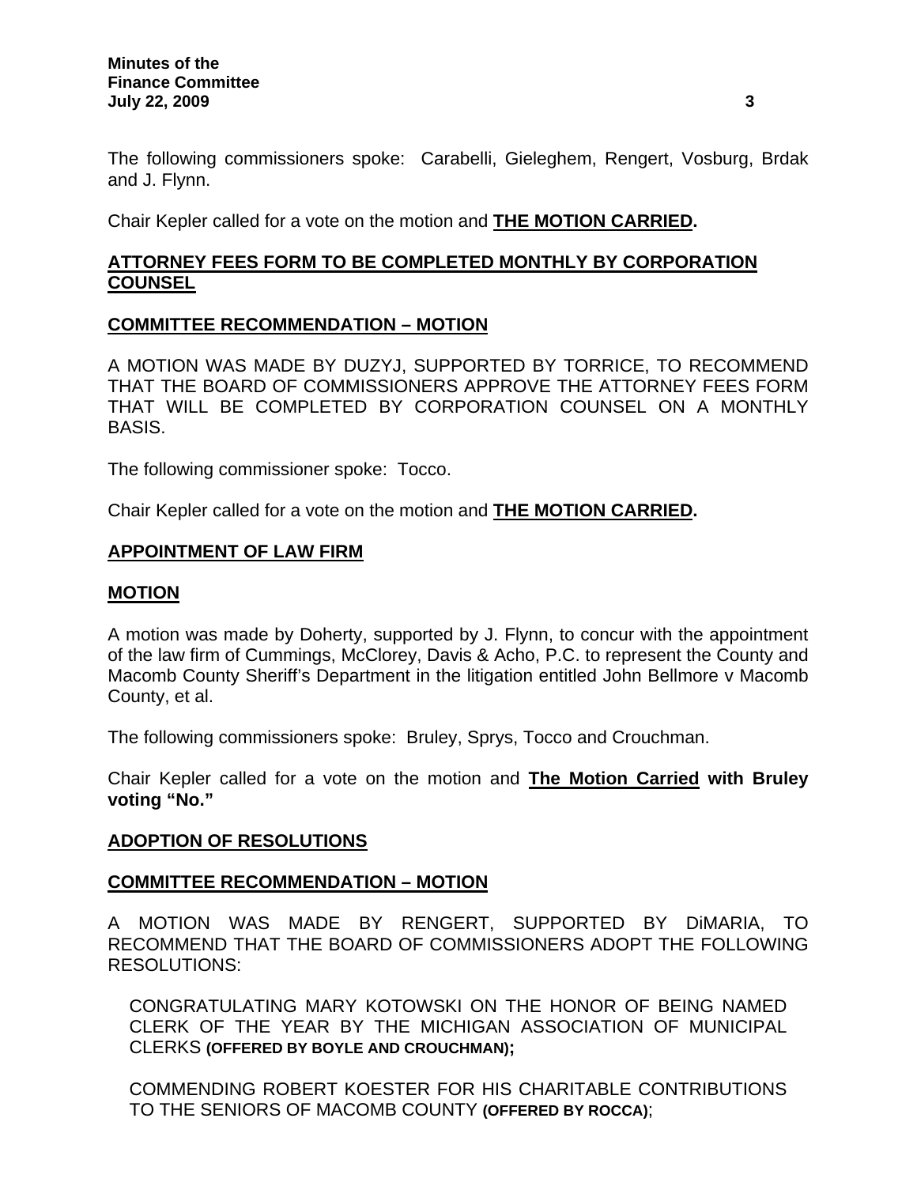The following commissioners spoke: Carabelli, Gieleghem, Rengert, Vosburg, Brdak and J. Flynn.

Chair Kepler called for a vote on the motion and **THE MOTION CARRIED.**

**ATTORNEY FEES FORM TO BE COMPLETED MONTHLY BY CORPORATION COUNSEL**

**COMMITTEE RECOMMENDATION – MOTION**

A MOTION WAS MADE BY DUZYJ, SUPPORTED BY TORRICE, TO RECOMMEND THAT THE BOARD OF COMMISSIONERS APPROVE THE ATTORNEY FEES FORM THAT WILL BE COMPLETED BY CORPORATION COUNSEL ON A MONTHLY BASIS.

The following commissioner spoke: Tocco.

Chair Kepler called for a vote on the motion and **THE MOTION CARRIED.**

**APPOINTMENT OF LAW FIRM**

**MOTION**

A motion was made by Doherty, supported by J. Flynn, to concur with the appointment of the law firm of Cummings, McClorey, Davis & Acho, P.C. to represent the County and Macomb County Sheriff's Department in the litigation entitled John Bellmore v Macomb County, et al.

The following commissioners spoke: Bruley, Sprys, Tocco and Crouchman.

Chair Kepler called for a vote on the motion and **The Motion Carried with Bruley voting "No."**

**ADOPTION OF RESOLUTIONS**

**COMMITTEE RECOMMENDATION – MOTION**

A MOTION WAS MADE BY RENGERT, SUPPORTED BY DiMARIA, TO RECOMMEND THAT THE BOARD OF COMMISSIONERS ADOPT THE FOLLOWING RESOLUTIONS:

CONGRATULATING MARY KOTOWSKI ON THE HONOR OF BEING NAMED CLERK OF THE YEAR BY THE MICHIGAN ASSOCIATION OF MUNICIPAL CLERKS **(OFFERED BY BOYLE AND CROUCHMAN);**

COMMENDING ROBERT KOESTER FOR HIS CHARITABLE CONTRIBUTIONS TO THE SENIORS OF MACOMB COUNTY **(OFFERED BY ROCCA)**;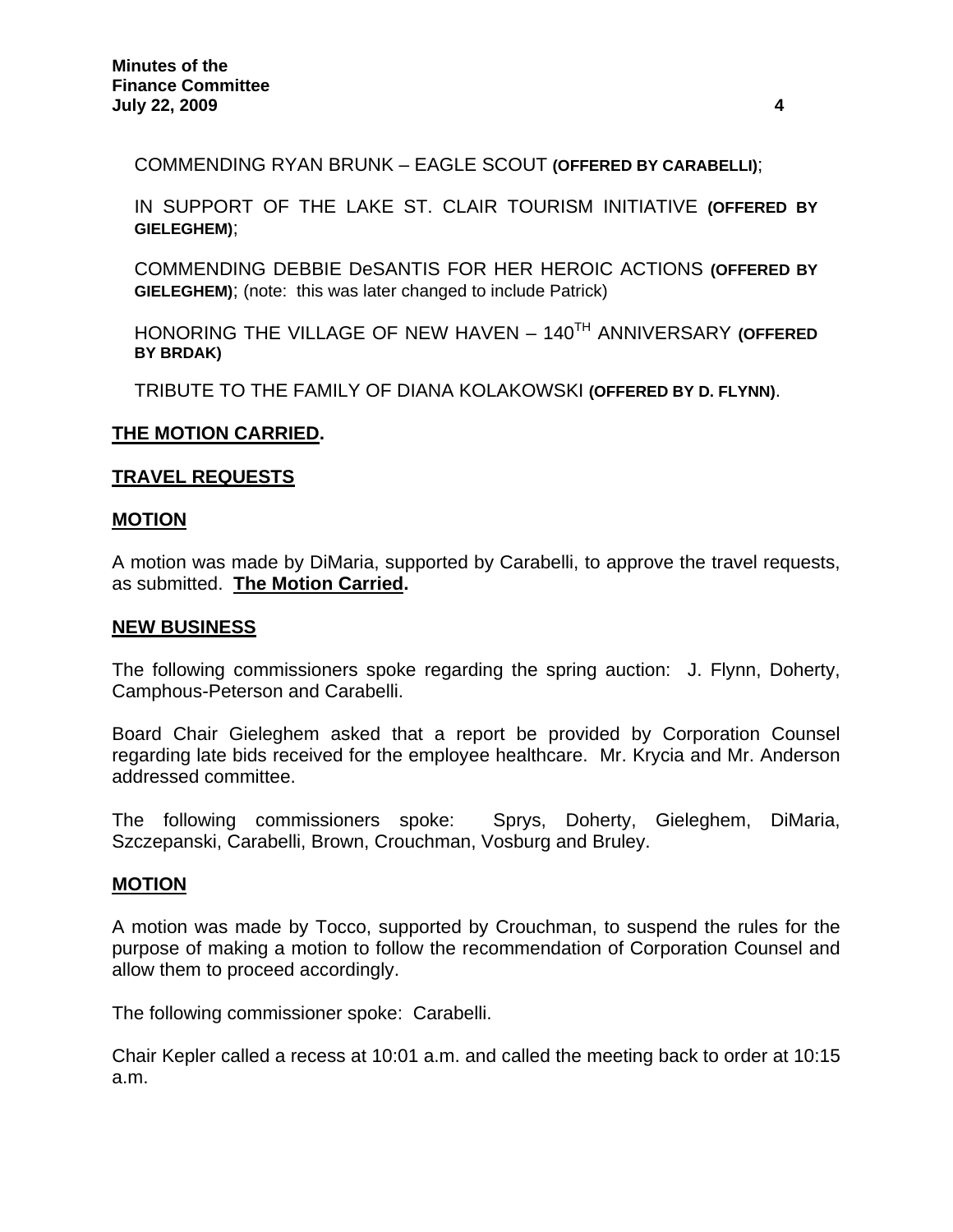COMMENDING RYAN BRUNK – EAGLE SCOUT **(OFFERED BY CARABELLI)**;

IN SUPPORT OF THE LAKE ST. CLAIR TOURISM INITIATIVE **(OFFERED BY GIELEGHEM)**;

COMMENDING DEBBIE DeSANTIS FOR HER HEROIC ACTIONS **(OFFERED BY GIELEGHEM)**; (note: this was later changed to include Patrick)

HONORING THE VILLAGE OF NEW HAVEN – 140TH ANNIVERSARY **(OFFERED BY BRDAK)**

TRIBUTE TO THE FAMILY OF DIANA KOLAKOWSKI **(OFFERED BY D. FLYNN)**.

**THE MOTION CARRIED.**

**TRAVEL REQUESTS**

**MOTION**

A motion was made by DiMaria, supported by Carabelli, to approve the travel requests, as submitted. **The Motion Carried.**

**NEW BUSINESS**

The following commissioners spoke regarding the spring auction: J. Flynn, Doherty, Camphous-Peterson and Carabelli.

Board Chair Gieleghem asked that a report be provided by Corporation Counsel regarding late bids received for the employee healthcare. Mr. Krycia and Mr. Anderson addressed committee.

The following commissioners spoke: Sprys, Doherty, Gieleghem, DiMaria, Szczepanski, Carabelli, Brown, Crouchman, Vosburg and Bruley.

**MOTION**

A motion was made by Tocco, supported by Crouchman, to suspend the rules for the purpose of making a motion to follow the recommendation of Corporation Counsel and allow them to proceed accordingly.

The following commissioner spoke: Carabelli.

Chair Kepler called a recess at 10:01 a.m. and called the meeting back to order at 10:15 a.m.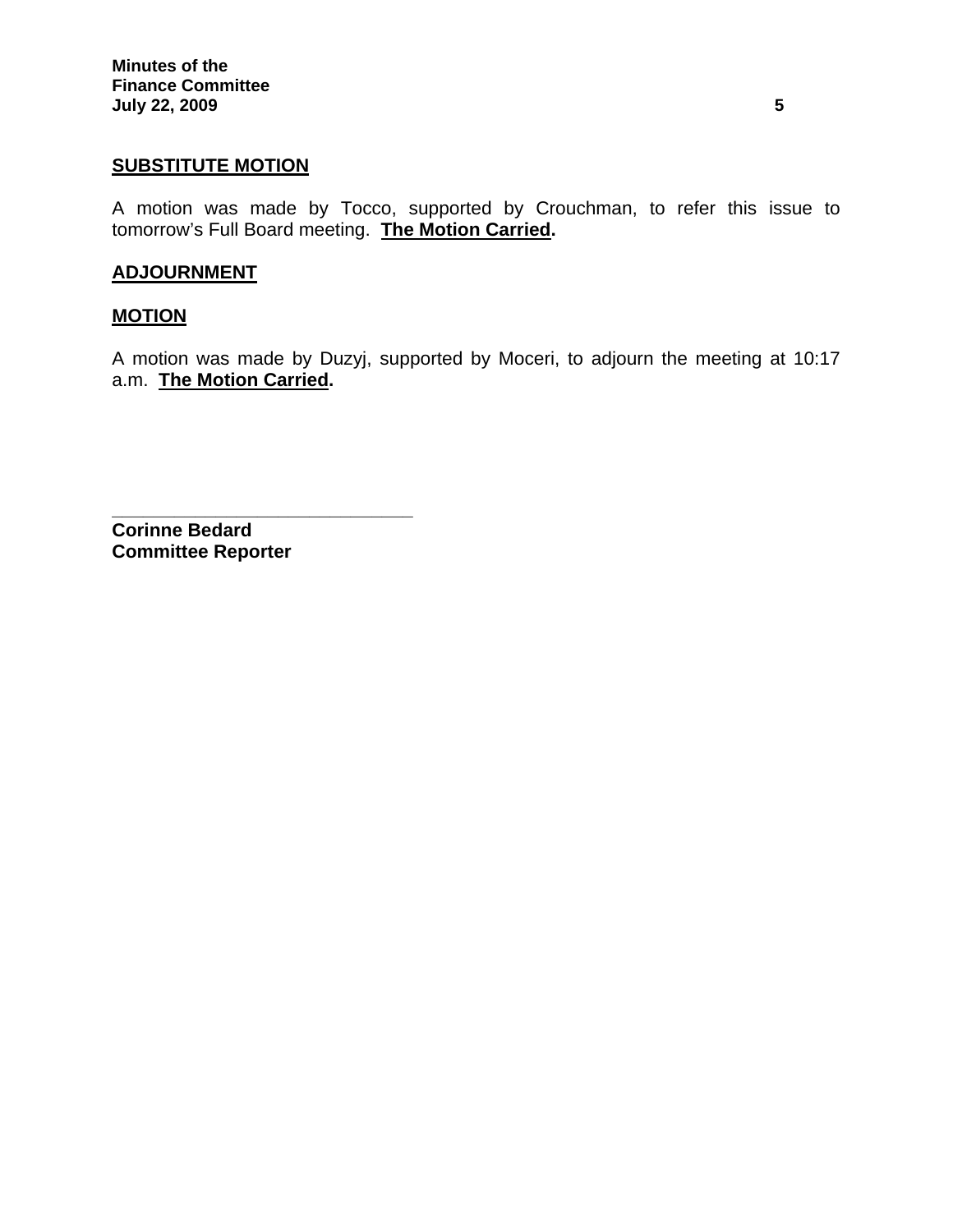**SUBSTITUTE MOTION**

A motion was made by Tocco, supported by Crouchman, to refer this issue to tomorrow's Full Board meeting. **The Motion Carried.**

**ADJOURNMENT**

**MOTION**

A motion was made by Duzyj, supported by Moceri, to adjourn the meeting at 10:17 a.m. **The Motion Carried.**

\_\_\_\_\_\_\_\_\_\_\_\_\_\_\_\_\_\_\_\_\_\_\_\_\_\_\_\_\_\_\_\_

**Corinne Bedard**
**Committee Reporter**